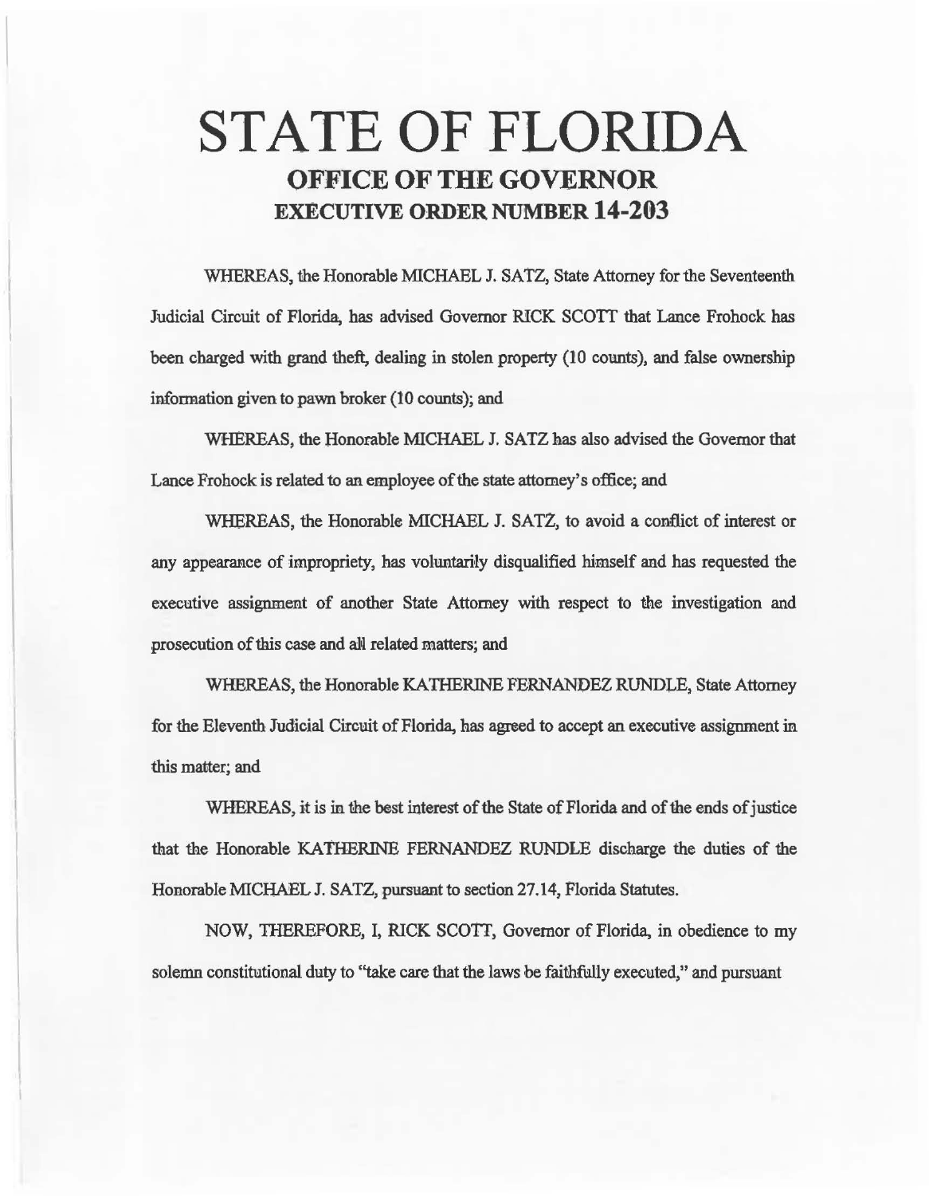# STATE OF FLORIDA

## OFFICE OF THE GOVERNOR

## EXECUTIVE ORDER NUMBER 14-203

WHEREAS, the Honorable MICHAEL J. SATZ, State Attorney for the Seventeenth Judicial Circuit of Florida, has advised Governor RICK SCOTT that Lance Frohock has been charged with grand theft, dealing in stolen property (10 counts), and false ownership information given to pawn broker (10 counts); and

WHEREAS, the Honorable MICHAEL J. SATZ has also advised the Governor that Lance Frohock is related to an employee of the state attorney's office; and

WHEREAS, the Honorable MICHAEL J. SATZ, to avoid a conflict of interest or any appearance of impropriety, has voluntarily disqualified himself and has requested the executive assignment of another State Attorney with respect to the investigation and prosecution of this case and all related matters; and

WHEREAS, the Honorable KATHERINE FERNANDEZ RUNDLE, State Attorney for the Eleventh Judicial Circuit of Florida, has agreed to accept an executive assignment in this matter; and

WHEREAS, it is in the best interest of the State of Florida and of the ends of justice that the Honorable KATHERINE FERNANDEZ RUNDLE discharge the duties of the Honorable MICHAEL J. SATZ, pursuant to section 27.14, Florida Statutes.

NOW, THEREFORE, I, RICK SCOTT, Governor of Florida, in obedience to my solemn constitutional duty to "take care that the laws be faithfully executed," and pursuant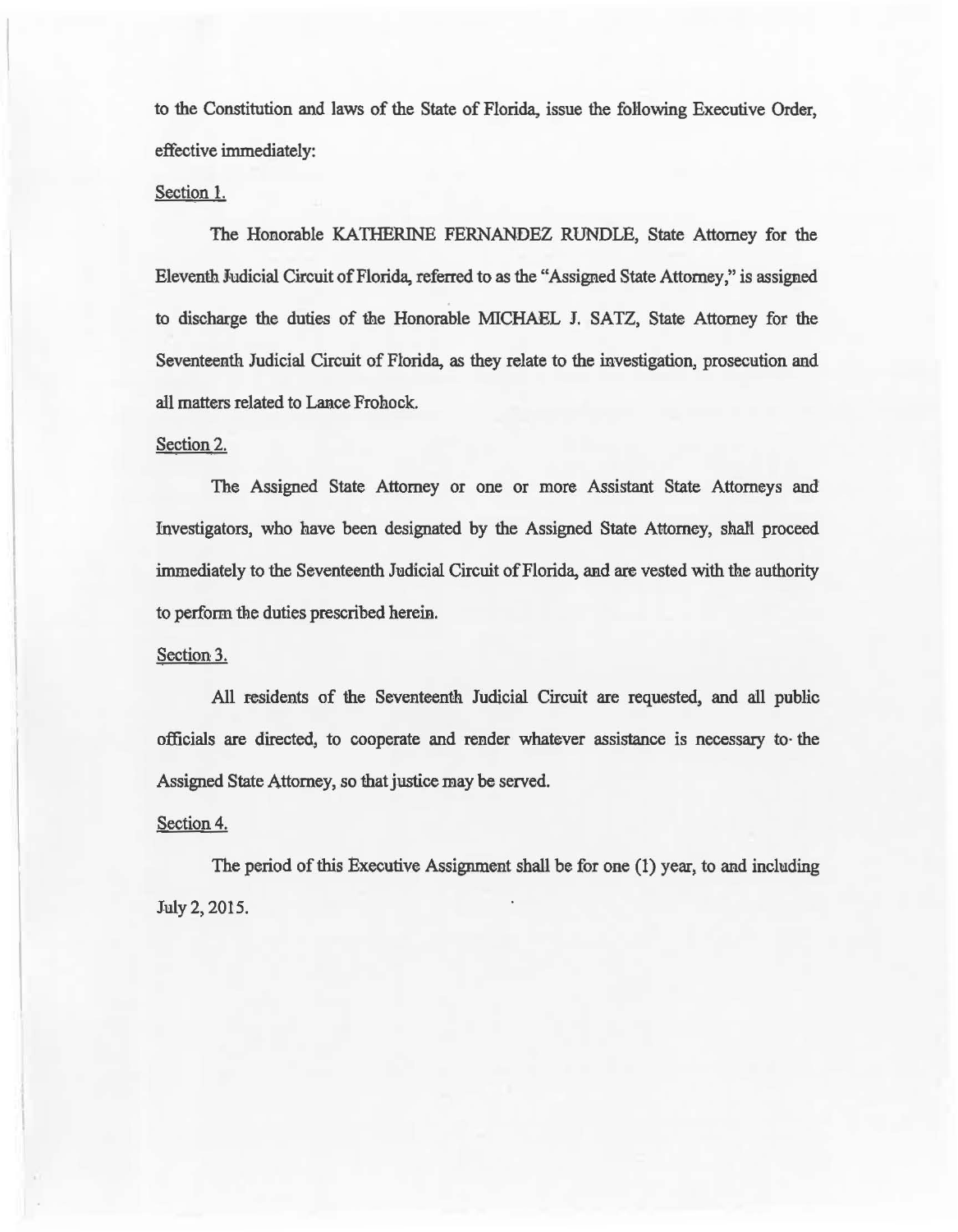to the Constitution and laws of the State of Florida, issue the following Executive Order, effective immediately:

Section 1.

The Honorable KATHERINE FERNANDEZ RUNDLE, State Attorney for the Eleventh Judicial Circuit of Florida, referred to as the "Assigned State Attorney," is assigned to discharge the duties of the Honorable MICHAEL J. SATZ, State Attorney for the Seventeenth Judicial Circuit of Florida, as they relate to the investigation, prosecution and all matters related to Lance Frohock.

Section 2.

The Assigned State Attorney or one or more Assistant State Attorneys and Investigators, who have been designated by the Assigned State Attorney, shall proceed immediately to the Seventeenth Judicial Circuit of Florida, and are vested with the authority to perform the duties prescribed herein.

Section 3.

All residents of the Seventeenth Judicial Circuit are requested, and all public officials are directed, to cooperate and render whatever assistance is necessary to the Assigned State Attorney, so that justice may be served.

Section 4.

The period of this Executive Assignment shall be for one (1) year, to and including July 2, 2015.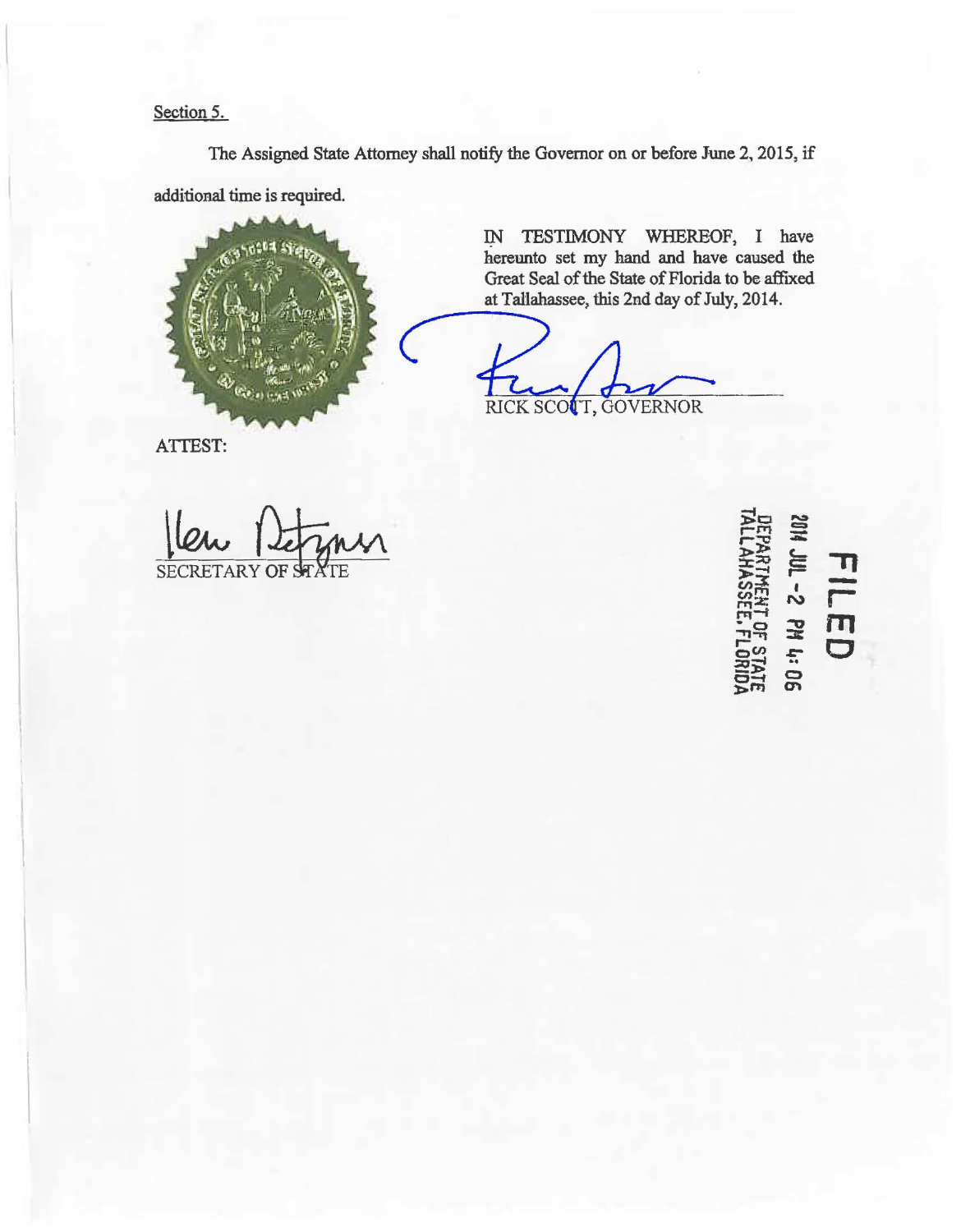Section 5.

The Assigned State Attorney shall notify the Governor on or before June 2, 2015, if additional time is required.

IN TESTIMONY WHEREOF, I have hereunto set my hand and have caused the Great Seal of the State of Florida to be affixed at Tallahassee, this 2nd day of July, 2014.

RICK SCOTT, GOVERNOR

ATTEST:

SECRETARY OF STATE

FILED

2014 JUL -2 PM 4:06

DEPARTMENT OF STATE
TALLAHASSEE, FLORIDA